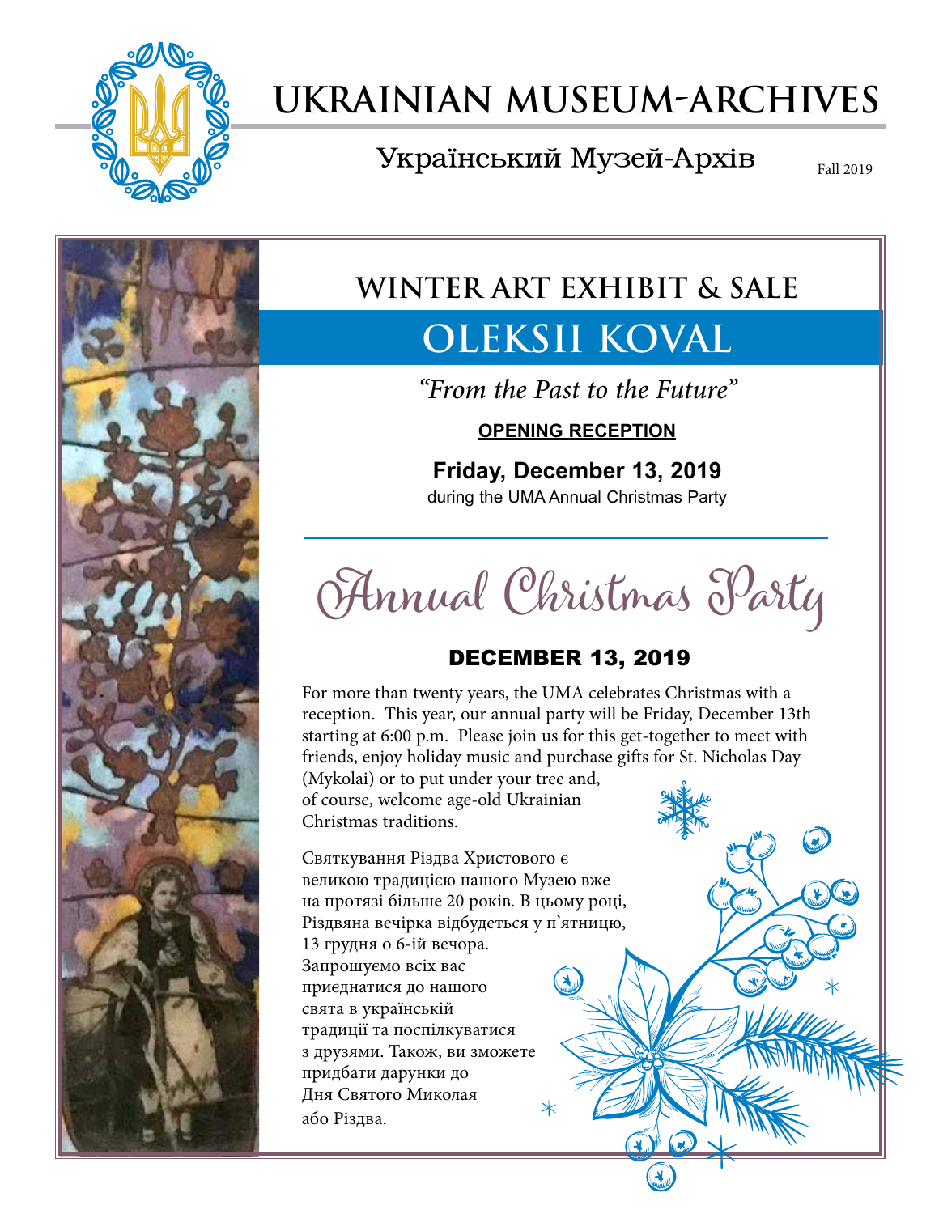# UKRAINIAN MUSEUM-ARCHIVES

Український Музей-Архів

Fall 2019

## WINTER ART EXHIBIT & SALE

# OLEKSII KOVAL

*"From the Past to the Future"*

**OPENING RECEPTION**

**Friday, December 13, 2019**

during the UMA Annual Christmas Party

---

## Annual Christmas Party

### DECEMBER 13, 2019

For more than twenty years, the UMA celebrates Christmas with a reception. This year, our annual party will be Friday, December 13th starting at 6:00 p.m. Please join us for this get-together to meet with friends, enjoy holiday music and purchase gifts for St. Nicholas Day (Mykolai) or to put under your tree and, of course, welcome age-old Ukrainian Christmas traditions.

Святкування Різдва Христового є великою традицією нашого Музею вже на протязі більше 20 років. В цьому році, Різдвяна вечірка відбудеться у п'ятницю, 13 грудня о 6-ій вечора. Запрошуємо всіх вас приєднатися до нашого свята в українській традиції та поспілкуватися з друзями. Також, ви зможете придбати дарунки до Дня Святого Миколая або Різдва.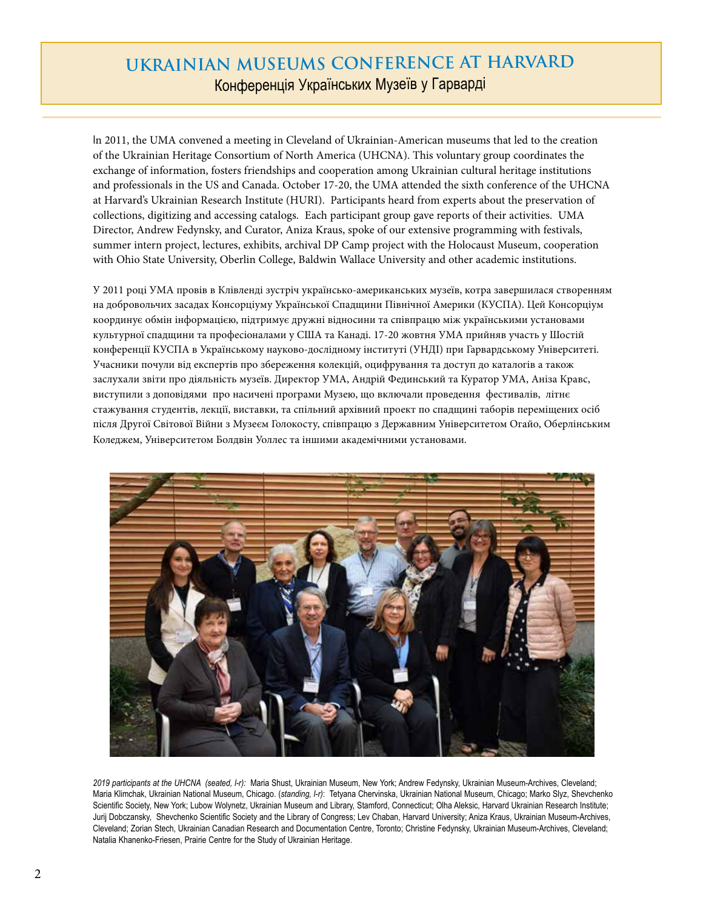# UKRAINIAN MUSEUMS CONFERENCE AT HARVARD

## Конференція Українських Музеїв у Гарварді

In 2011, the UMA convened a meeting in Cleveland of Ukrainian-American museums that led to the creation of the Ukrainian Heritage Consortium of North America (UHCNA). This voluntary group coordinates the exchange of information, fosters friendships and cooperation among Ukrainian cultural heritage institutions and professionals in the US and Canada. October 17-20, the UMA attended the sixth conference of the UHCNA at Harvard's Ukrainian Research Institute (HURI). Participants heard from experts about the preservation of collections, digitizing and accessing catalogs. Each participant group gave reports of their activities. UMA Director, Andrew Fedynsky, and Curator, Aniza Kraus, spoke of our extensive programming with festivals, summer intern project, lectures, exhibits, archival DP Camp project with the Holocaust Museum, cooperation with Ohio State University, Oberlin College, Baldwin Wallace University and other academic institutions.

У 2011 році УМА провів в Клівленді зустріч українсько-американських музеїв, котра завершилася створенням на добровольчих засадах Консорціуму Української Спадщини Північної Америки (КУСПА). Цей Консорціум координує обмін інформацією, підтримує дружні відносини та співпрацю між українськими установами культурної спадщини та професіоналами у США та Канаді. 17-20 жовтня УМА прийняв участь у Шостій конференції КУСПА в Українському науково-дослідному інституті (УНДІ) при Гарвардському Університеті. Учасники почули від експертів про збереження колекцій, оцифрування та доступ до каталогів а також заслухали звіти про діяльність музеїв. Директор УМА, Андрій Фединський та Куратор УМА, Аніза Кравс, виступили з доповідями про насичені програми Музею, що включали проведення фестивалів, літнє стажування студентів, лекції, виставки, та спільний архівний проект по спадщині таборів переміщених осіб після Другої Світової Війни з Музеєм Голокосту, співпрацю з Державним Університетом Огайо, Оберлінським Коледжем, Університетом Болдвін Уоллес та іншими академічними установами.

*2019 participants at the UHCNA (seated, l-r):* Maria Shust, Ukrainian Museum, New York; Andrew Fedynsky, Ukrainian Museum-Archives, Cleveland; Maria Klimchak, Ukrainian National Museum, Chicago. (*standing, l-r*): Tetyana Chervinska, Ukrainian National Museum, Chicago; Marko Slyz, Shevchenko Scientific Society, New York; Lubow Wolynetz, Ukrainian Museum and Library, Stamford, Connecticut; Olha Aleksic, Harvard Ukrainian Research Institute; Jurij Dobczansky, Shevchenko Scientific Society and the Library of Congress; Lev Chaban, Harvard University; Aniza Kraus, Ukrainian Museum-Archives, Cleveland; Zorian Stech, Ukrainian Canadian Research and Documentation Centre, Toronto; Christine Fedynsky, Ukrainian Museum-Archives, Cleveland; Natalia Khanenko-Friesen, Prairie Centre for the Study of Ukrainian Heritage.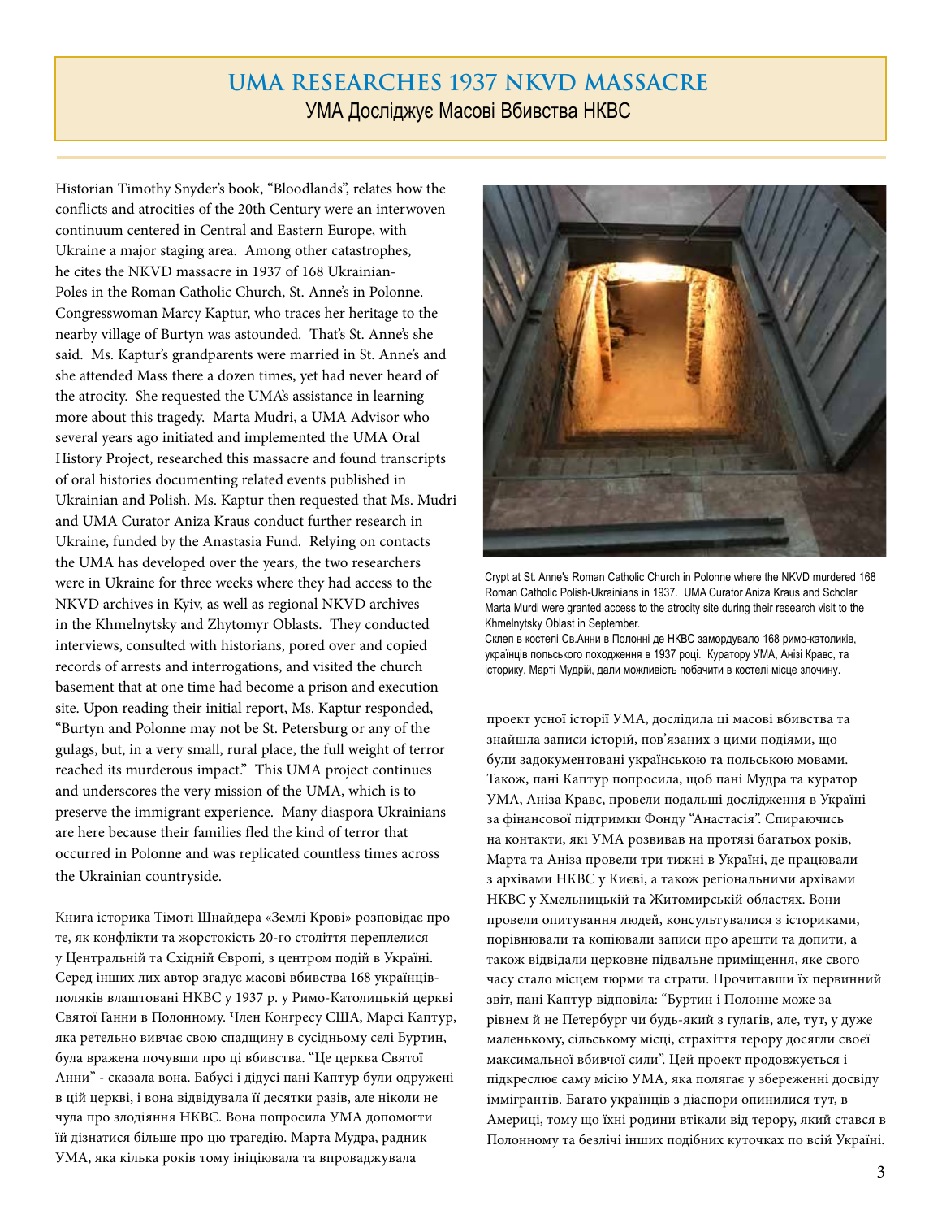# UMA RESEARCHES 1937 NKVD MASSACRE

## УМА Досліджує Масові Вбивства НКВС

Historian Timothy Snyder's book, "Bloodlands", relates how the conflicts and atrocities of the 20th Century were an interwoven continuum centered in Central and Eastern Europe, with Ukraine a major staging area. Among other catastrophes, he cites the NKVD massacre in 1937 of 168 Ukrainian-Poles in the Roman Catholic Church, St. Anne's in Polonne. Congresswoman Marcy Kaptur, who traces her heritage to the nearby village of Burtyn was astounded. That's St. Anne's she said. Ms. Kaptur's grandparents were married in St. Anne's and she attended Mass there a dozen times, yet had never heard of the atrocity. She requested the UMA's assistance in learning more about this tragedy. Marta Mudri, a UMA Advisor who several years ago initiated and implemented the UMA Oral History Project, researched this massacre and found transcripts of oral histories documenting related events published in Ukrainian and Polish. Ms. Kaptur then requested that Ms. Mudri and UMA Curator Aniza Kraus conduct further research in Ukraine, funded by the Anastasia Fund. Relying on contacts the UMA has developed over the years, the two researchers were in Ukraine for three weeks where they had access to the NKVD archives in Kyiv, as well as regional NKVD archives in the Khmelnytsky and Zhytomyr Oblasts. They conducted interviews, consulted with historians, pored over and copied records of arrests and interrogations, and visited the church basement that at one time had become a prison and execution site. Upon reading their initial report, Ms. Kaptur responded, "Burtyn and Polonne may not be St. Petersburg or any of the gulags, but, in a very small, rural place, the full weight of terror reached its murderous impact." This UMA project continues and underscores the very mission of the UMA, which is to preserve the immigrant experience. Many diaspora Ukrainians are here because their families fled the kind of terror that occurred in Polonne and was replicated countless times across the Ukrainian countryside.

Книга історика Тімоті Шнайдера «Землі Крові» розповідає про те, як конфлікти та жорстокість 20-го століття переплелися у Центральній та Східній Європі, з центром подій в Україні. Серед інших лих автор згадує масові вбивства 168 українців-поляків влаштовані НКВС у 1937 р. у Римо-Католицькій церкві Святої Ганни в Полонному. Член Конгресу США, Марсі Каптур, яка ретельно вивчає свою спадщину в сусідньому селі Буртин, була вражена почувши про ці вбивства. "Це церква Святої Анни" - сказала вона. Бабусі і дідусі пані Каптур були одружені в цій церкві, і вона відвідувала її десятки разів, але ніколи не чула про злодіяння НКВС. Вона попросила УМА допомогти їй дізнатися більше про цю трагедію. Марта Мудра, радник УМА, яка кілька років тому ініціювала та впроваджувала проект усної історії УМА, дослідила ці масові вбивства та знайшла записи історій, пов'язаних з цими подіями, що були задокументовані українською та польською мовами. Також, пані Каптур попросила, щоб пані Мудра та куратор УМА, Аніза Кравс, провели подальші дослідження в Україні за фінансової підтримки Фонду "Анастасія". Спираючись на контакти, які УМА розвивав на протязі багатьох років, Марта та Аніза провели три тижні в Україні, де працювали з архівами НКВС у Києві, а також регіональними архівами НКВС у Хмельницькій та Житомирській областях. Вони провели опитування людей, консультувалися з істориками, порівнювали та копіювали записи про арешти та допити, а також відвідали церковне підвальне приміщення, яке свого часу стало місцем тюрми та страти. Прочитавши їх первинний звіт, пані Каптур відповіла: "Буртин і Полонне може за рівнем й не Петербург чи будь-який з гулагів, але, тут, у дуже маленькому, сільському місці, страхіття терору досягли своєї максимальної вбивчої сили". Цей проект продовжується і підкреслює саму місію УМА, яка полягає у збереженні досвіду іммігрантів. Багато українців з діаспори опинилися тут, в Америці, тому що їхні родини втікали від терору, який стався в Полонному та безлічі інших подібних куточках по всій Україні.

Crypt at St. Anne's Roman Catholic Church in Polonne where the NKVD murdered 168 Roman Catholic Polish-Ukrainians in 1937. UMA Curator Aniza Kraus and Scholar Marta Murdi were granted access to the atrocity site during their research visit to the Khmelnytsky Oblast in September.

Склеп в костелі Св.Анни в Полонні де НКВС замордувало 168 римо-католиків, українців польського походження в 1937 році. Куратору УМА, Анізі Кравс, та історику, Марті Мудрій, дали можливість побачити в костелі місце злочину.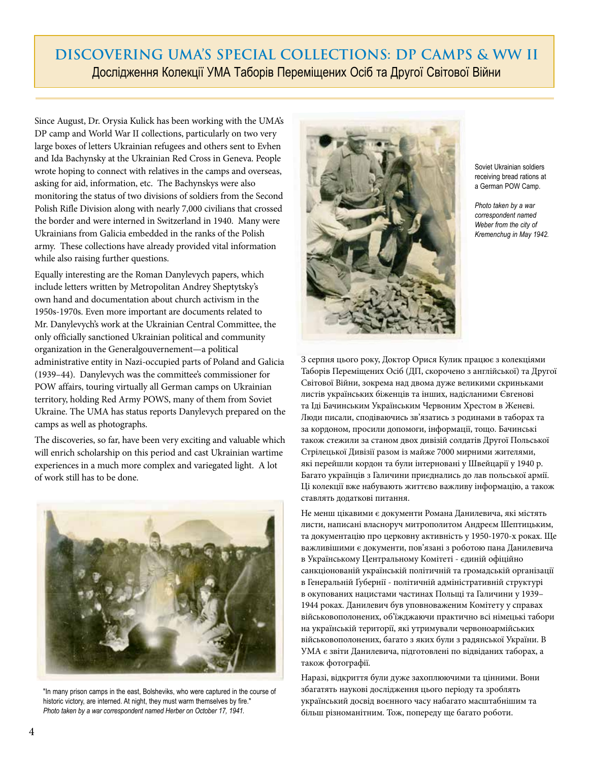# DISCOVERING UMA'S SPECIAL COLLECTIONS: DP CAMPS & WW II

## Дослідження Колекції УМА Таборів Переміщених Осіб та Другої Світової Війни

Since August, Dr. Orysia Kulick has been working with the UMA's DP camp and World War II collections, particularly on two very large boxes of letters Ukrainian refugees and others sent to Evhen and Ida Bachynsky at the Ukrainian Red Cross in Geneva. People wrote hoping to connect with relatives in the camps and overseas, asking for aid, information, etc. The Bachynskys were also monitoring the status of two divisions of soldiers from the Second Polish Rifle Division along with nearly 7,000 civilians that crossed the border and were interned in Switzerland in 1940. Many were Ukrainians from Galicia embedded in the ranks of the Polish army. These collections have already provided vital information while also raising further questions.

Equally interesting are the Roman Danylevych papers, which include letters written by Metropolitan Andrey Sheptytsky's own hand and documentation about church activism in the 1950s-1970s. Even more important are documents related to Mr. Danylevych's work at the Ukrainian Central Committee, the only officially sanctioned Ukrainian political and community organization in the Generalgouvernement—a political administrative entity in Nazi-occupied parts of Poland and Galicia (1939–44). Danylevych was the committee's commissioner for POW affairs, touring virtually all German camps on Ukrainian territory, holding Red Army POWS, many of them from Soviet Ukraine. The UMA has status reports Danylevych prepared on the camps as well as photographs.

The discoveries, so far, have been very exciting and valuable which will enrich scholarship on this period and cast Ukrainian wartime experiences in a much more complex and variegated light. A lot of work still has to be done.

"In many prison camps in the east, Bolsheviks, who were captured in the course of historic victory, are interned. At night, they must warm themselves by fire."
*Photo taken by a war correspondent named Herber on October 17, 1941.*

Soviet Ukrainian soldiers receiving bread rations at a German POW Camp.

*Photo taken by a war correspondent named Weber from the city of Kremenchug in May 1942.*

З серпня цього року, Доктор Орися Кулик працює з колекціями Таборів Переміщених Осіб (ДП, скорочено з англійської) та Другої Світової Війни, зокрема над двома дуже великими скриньками листів українських біженців та інших, надісланими Євгенові та Іді Бачинським Українським Червоним Хрестом в Женеві. Люди писали, сподіваючись зв'язатись з родинами в таборах та за кордоном, просили допомоги, інформації, тощо. Бачинські також стежили за станом двох дивізій солдатів Другої Польської Стрілецької Дивізії разом із майже 7000 мирними жителями, які перейшли кордон та були інтерновані у Швейцарії у 1940 р. Багато українців з Галичини приєднались до лав польської армії. Ці колекції вже набувають життєво важливу інформацію, а також ставлять додаткові питання.

Не менш цікавими є документи Романа Данилевича, які містять листи, написані власноруч митрополитом Андреєм Шептицьким, та документацію про церковну активність у 1950-1970-х роках. Ще важливішими є документи, пов'язані з роботою пана Данилевича в Українському Центральному Комітеті - єдиній офіційно санкціонованій українській політичній та громадській організації в Генеральній Ґубернії - політичній адміністративній структурі в окупованих нацистами частинах Польщі та Галичини у 1939–1944 роках. Данилевич був уповноваженим Комітету у справах військовополонених, об'їжджаючи практично всі німецькі табори на українській території, які утримували червоноармійських військовополонених, багато з яких були з радянської України. В УМА є звіти Данилевича, підготовлені по відвіданих таборах, а також фотографії.

Наразі, відкриття були дуже захоплюючими та цінними. Вони збагатять наукові дослідження цього періоду та зроблять український досвід воєнного часу набагато масштабнішим та більш різноманітним. Тож, попереду ще багато роботи.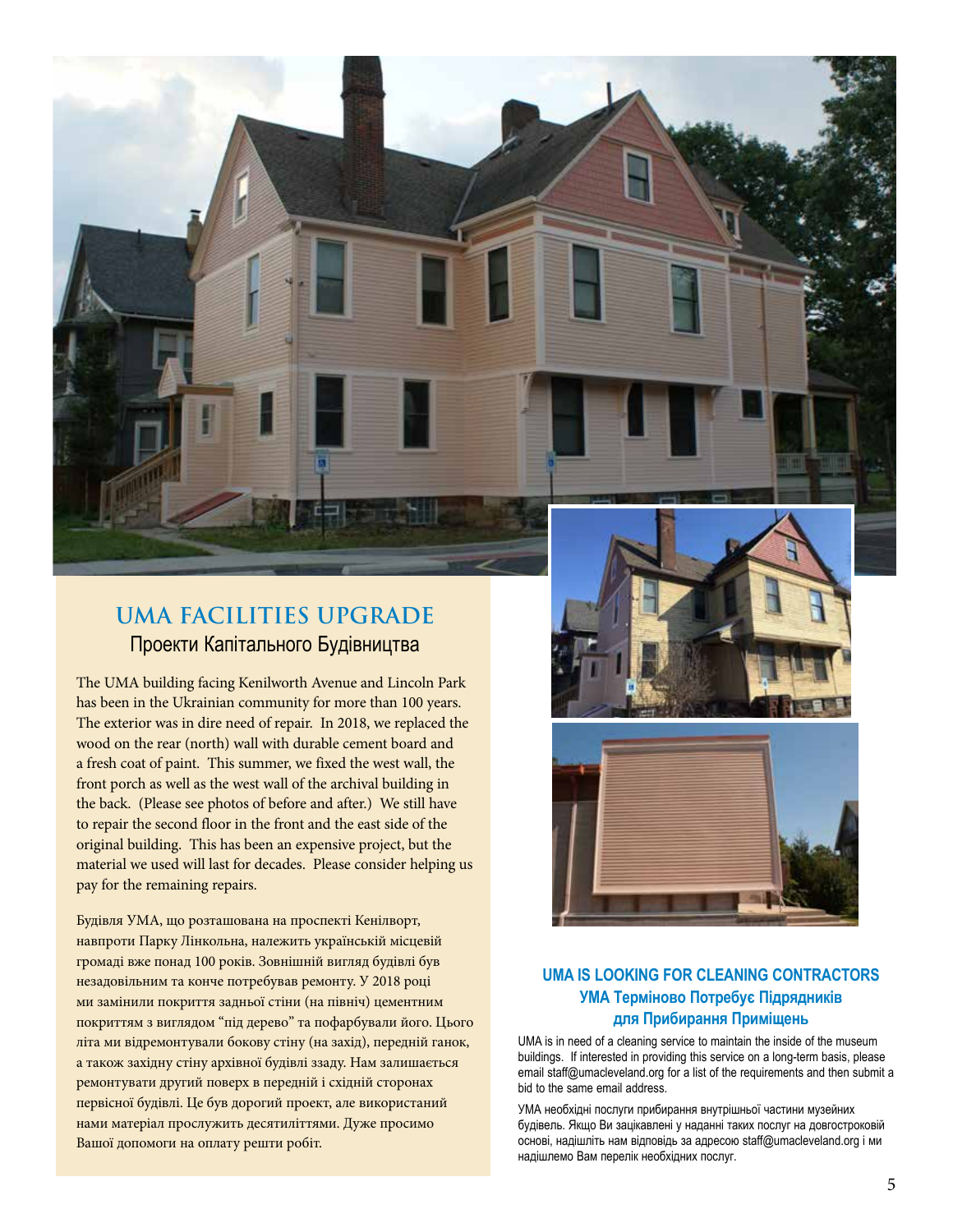## UMA FACILITIES UPGRADE

### Проекти Капітального Будівництва

The UMA building facing Kenilworth Avenue and Lincoln Park has been in the Ukrainian community for more than 100 years. The exterior was in dire need of repair. In 2018, we replaced the wood on the rear (north) wall with durable cement board and a fresh coat of paint. This summer, we fixed the west wall, the front porch as well as the west wall of the archival building in the back. (Please see photos of before and after.) We still have to repair the second floor in the front and the east side of the original building. This has been an expensive project, but the material we used will last for decades. Please consider helping us pay for the remaining repairs.

Будівля УМА, що розташована на проспекті Кенілворт, навпроти Парку Лінкольна, належить українській місцевій громаді вже понад 100 років. Зовнішній вигляд будівлі був незадовільним та конче потребував ремонту. У 2018 році ми замінили покриття задньої стіни (на північ) цементним покриттям з виглядом "під дерево" та пофарбували його. Цього літа ми відремонтували бокову стіну (на захід), передній ганок, а також західну стіну архівної будівлі ззаду. Нам залишається ремонтувати другий поверх в передній і східній сторонах первісної будівлі. Це був дорогий проект, але використаний нами матеріал прослужить десятиліттями. Дуже просимо Вашої допомоги на оплату решти робіт.

### UMA IS LOOKING FOR CLEANING CONTRACTORS

### УМА Терміново Потребує Підрядників для Прибирання Приміщень

UMA is in need of a cleaning service to maintain the inside of the museum buildings. If interested in providing this service on a long-term basis, please email staff@umacleveland.org for a list of the requirements and then submit a bid to the same email address.

УМА необхідні послуги прибирання внутрішньої частини музейних будівель. Якщо Ви зацікавлені у наданні таких послуг на довгостроковій основі, надішліть нам відповідь за адресою staff@umacleveland.org і ми надішлемо Вам перелік необхідних послуг.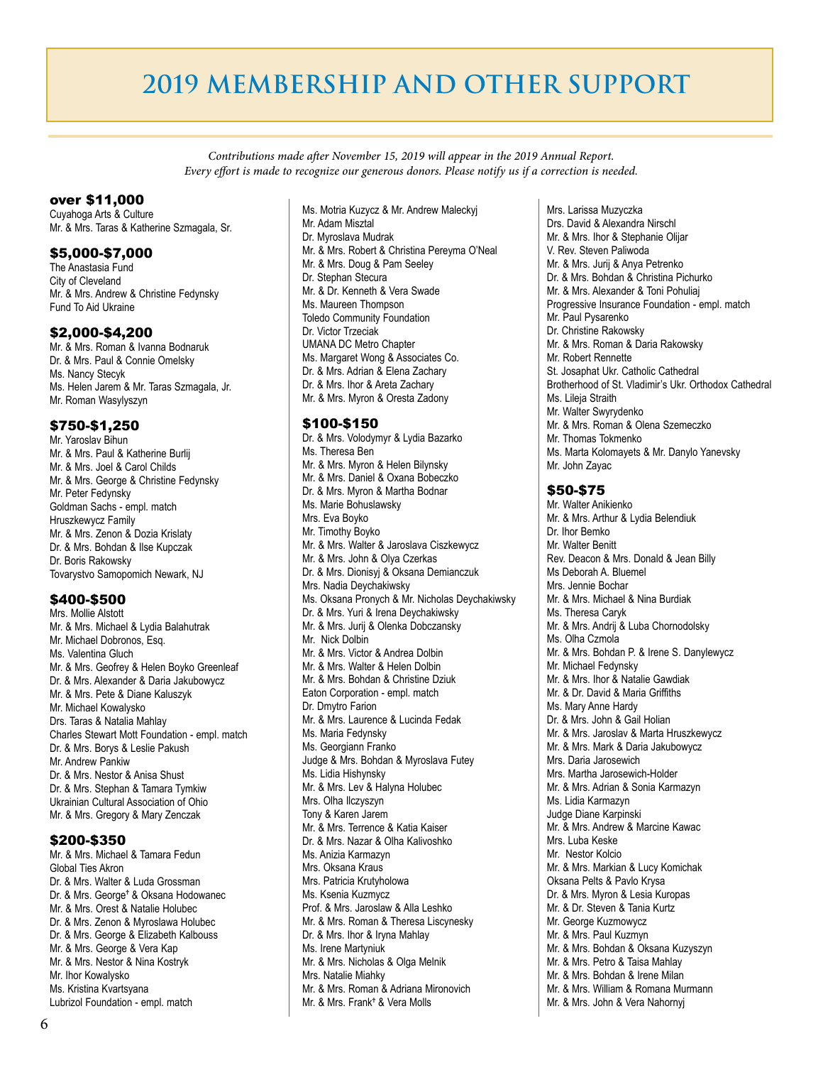# 2019 MEMBERSHIP AND OTHER SUPPORT

*Contributions made after November 15, 2019 will appear in the 2019 Annual Report.*
*Every effort is made to recognize our generous donors. Please notify us if a correction is needed.*

## over $11,000

Cuyahoga Arts & Culture
Mr. & Mrs. Taras & Katherine Szmagala, Sr.

## $5,000-$7,000

The Anastasia Fund
City of Cleveland
Mr. & Mrs. Andrew & Christine Fedynsky
Fund To Aid Ukraine

## $2,000-$4,200

Mr. & Mrs. Roman & Ivanna Bodnaruk
Dr. & Mrs. Paul & Connie Omelsky
Ms. Nancy Stecyk
Ms. Helen Jarem & Mr. Taras Szmagala, Jr.
Mr. Roman Wasylyszyn

## $750-$1,250

Mr. Yaroslav Bihun
Mr. & Mrs. Paul & Katherine Burlij
Mr. & Mrs. Joel & Carol Childs
Mr. & Mrs. George & Christine Fedynsky
Mr. Peter Fedynsky
Goldman Sachs - empl. match
Hruszkewycz Family
Mr. & Mrs. Zenon & Dozia Krislaty
Dr. & Mrs. Bohdan & Ilse Kupczak
Dr. Boris Rakowsky
Tovarystvo Samopomich Newark, NJ

## $400-$500

Mrs. Mollie Alstott
Mr. & Mrs. Michael & Lydia Balahutrak
Mr. Michael Dobronos, Esq.
Ms. Valentina Gluch
Mr. & Mrs. Geofrey & Helen Boyko Greenleaf
Dr. & Mrs. Alexander & Daria Jakubowycz
Mr. & Mrs. Pete & Diane Kaluszyk
Mr. Michael Kowalysko
Drs. Taras & Natalia Mahlay
Charles Stewart Mott Foundation - empl. match
Dr. & Mrs. Borys & Leslie Pakush
Mr. Andrew Pankiw
Dr. & Mrs. Nestor & Anisa Shust
Dr. & Mrs. Stephan & Tamara Tymkiw
Ukrainian Cultural Association of Ohio
Mr. & Mrs. Gregory & Mary Zenczak

## $200-$350

Mr. & Mrs. Michael & Tamara Fedun
Global Ties Akron
Dr. & Mrs. Walter & Luda Grossman
Dr. & Mrs. George† & Oksana Hodowanec
Mr. & Mrs. Orest & Natalie Holubec
Dr. & Mrs. Zenon & Myroslawa Holubec
Dr. & Mrs. George & Elizabeth Kalbouss
Mr. & Mrs. George & Vera Kap
Mr. & Mrs. Nestor & Nina Kostryk
Mr. Ihor Kowalysko
Ms. Kristina Kvartsyana
Lubrizol Foundation - empl. match
Ms. Motria Kuzycz & Mr. Andrew Maleckyj
Mr. Adam Misztal
Dr. Myroslava Mudrak
Mr. & Mrs. Robert & Christina Pereyma O'Neal
Mr. & Mrs. Doug & Pam Seeley
Dr. Stephan Stecura
Mr. & Dr. Kenneth & Vera Swade
Ms. Maureen Thompson
Toledo Community Foundation
Dr. Victor Trzeciak
UMANA DC Metro Chapter
Ms. Margaret Wong & Associates Co.
Dr. & Mrs. Adrian & Elena Zachary
Dr. & Mrs. Ihor & Areta Zachary
Mr. & Mrs. Myron & Oresta Zadony

## $100-$150

Dr. & Mrs. Volodymyr & Lydia Bazarko
Ms. Theresa Ben
Mr. & Mrs. Myron & Helen Bilynsky
Mr. & Mrs. Daniel & Oxana Bobeczko
Dr. & Mrs. Myron & Martha Bodnar
Ms. Marie Bohuslawsky
Mrs. Eva Boyko
Mr. Timothy Boyko
Mr. & Mrs. Walter & Jaroslava Ciszkewycz
Mr. & Mrs. John & Olya Czerkas
Dr. & Mrs. Dionisyj & Oksana Demianczuk
Mrs. Nadia Deychakiwsky
Ms. Oksana Pronych & Mr. Nicholas Deychakiwsky
Dr. & Mrs. Yuri & Irena Deychakiwsky
Mr. & Mrs. Jurij & Olenka Dobczansky
Mr. Nick Dolbin
Mr. & Mrs. Victor & Andrea Dolbin
Mr. & Mrs. Walter & Helen Dolbin
Mr. & Mrs. Bohdan & Christine Dziuk
Eaton Corporation - empl. match
Dr. Dmytro Farion
Mr. & Mrs. Laurence & Lucinda Fedak
Ms. Maria Fedynsky
Ms. Georgiann Franko
Judge & Mrs. Bohdan & Myroslava Futey
Ms. Lidia Hishynsky
Mr. & Mrs. Lev & Halyna Holubec
Mrs. Olha Ilczyszyn
Tony & Karen Jarem
Mr. & Mrs. Terrence & Katia Kaiser
Dr. & Mrs. Nazar & Olha Kalivoshko
Ms. Anizia Karmazyn
Mrs. Oksana Kraus
Mrs. Patricia Krutyholowa
Ms. Ksenia Kuzmycz
Prof. & Mrs. Jaroslaw & Alla Leshko
Mr. & Mrs. Roman & Theresa Liscynesky
Dr. & Mrs. Ihor & Iryna Mahlay
Ms. Irene Martyniuk
Mr. & Mrs. Nicholas & Olga Melnik
Mrs. Natalie Miahky
Mr. & Mrs. Roman & Adriana Mironovich
Mr. & Mrs. Frank† & Vera Molls
Mrs. Larissa Muzyczka
Drs. David & Alexandra Nirschl
Mr. & Mrs. Ihor & Stephanie Olijar
V. Rev. Steven Paliwoda
Mr. & Mrs. Jurij & Anya Petrenko
Dr. & Mrs. Bohdan & Christina Pichurko
Mr. & Mrs. Alexander & Toni Pohuliaj
Progressive Insurance Foundation - empl. match
Mr. Paul Pysarenko
Dr. Christine Rakowsky
Mr. & Mrs. Roman & Daria Rakowsky
Mr. Robert Rennette
St. Josaphat Ukr. Catholic Cathedral
Brotherhood of St. Vladimir's Ukr. Orthodox Cathedral
Ms. Lileja Straith
Mr. Walter Swyrydenko
Mr. & Mrs. Roman & Olena Szemeczko
Mr. Thomas Tokmenko
Ms. Marta Kolomayets & Mr. Danylo Yanevsky
Mr. John Zayac

## $50-$75

Mr. Walter Anikienko
Mr. & Mrs. Arthur & Lydia Belendiuk
Dr. Ihor Bemko
Mr. Walter Benitt
Rev. Deacon & Mrs. Donald & Jean Billy
Ms Deborah A. Bluemel
Mrs. Jennie Bochar
Mr. & Mrs. Michael & Nina Burdiak
Ms. Theresa Caryk
Mr. & Mrs. Andrij & Luba Chornodolsky
Ms. Olha Czmola
Mr. & Mrs. Bohdan P. & Irene S. Danylewycz
Mr. Michael Fedynsky
Mr. & Mrs. Ihor & Natalie Gawdiak
Mr. & Dr. David & Maria Griffiths
Ms. Mary Anne Hardy
Dr. & Mrs. John & Gail Holian
Mr. & Mrs. Jaroslav & Marta Hruszkewycz
Mr. & Mrs. Mark & Daria Jakubowycz
Mrs. Daria Jarosewich
Mrs. Martha Jarosewich-Holder
Mr. & Mrs. Adrian & Sonia Karmazyn
Ms. Lidia Karmazyn
Judge Diane Karpinski
Mr. & Mrs. Andrew & Marcine Kawac
Mrs. Luba Keske
Mr. Nestor Kolcio
Mr. & Mrs. Markian & Lucy Komichak
Oksana Pelts & Pavlo Krysa
Dr. & Mrs. Myron & Lesia Kuropas
Mr. & Dr. Steven & Tania Kurtz
Mr. George Kuzmowycz
Mr. & Mrs. Paul Kuzmyn
Mr. & Mrs. Bohdan & Oksana Kuzyszyn
Mr. & Mrs. Petro & Taisa Mahlay
Mr. & Mrs. Bohdan & Irene Milan
Mr. & Mrs. William & Romana Murmann
Mr. & Mrs. John & Vera Nahornyj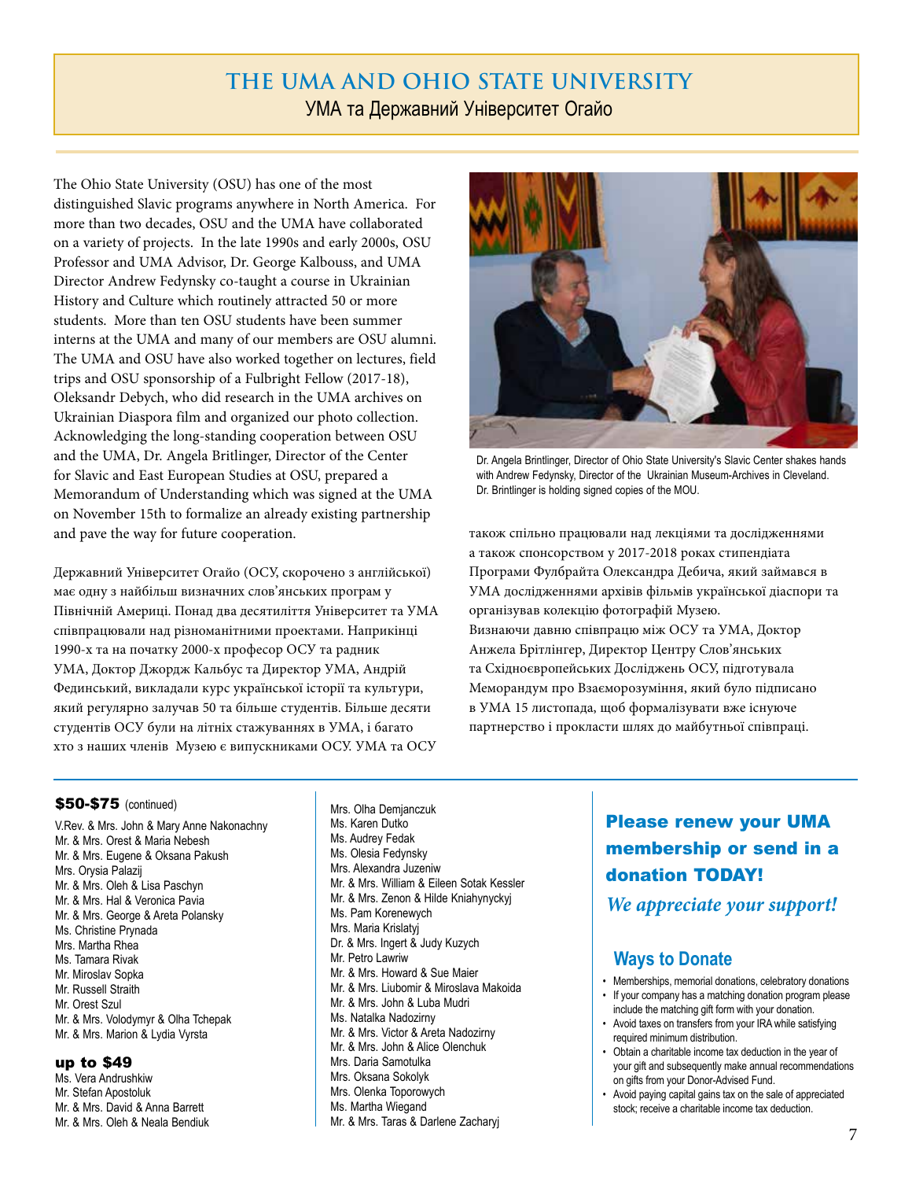## THE UMA AND OHIO STATE UNIVERSITY

### УМА та Державний Університет Огайо

The Ohio State University (OSU) has one of the most distinguished Slavic programs anywhere in North America. For more than two decades, OSU and the UMA have collaborated on a variety of projects. In the late 1990s and early 2000s, OSU Professor and UMA Advisor, Dr. George Kalbouss, and UMA Director Andrew Fedynsky co-taught a course in Ukrainian History and Culture which routinely attracted 50 or more students. More than ten OSU students have been summer interns at the UMA and many of our members are OSU alumni. The UMA and OSU have also worked together on lectures, field trips and OSU sponsorship of a Fulbright Fellow (2017-18), Oleksandr Debych, who did research in the UMA archives on Ukrainian Diaspora film and organized our photo collection. Acknowledging the long-standing cooperation between OSU and the UMA, Dr. Angela Britlinger, Director of the Center for Slavic and East European Studies at OSU, prepared a Memorandum of Understanding which was signed at the UMA on November 15th to formalize an already existing partnership and pave the way for future cooperation.

Dr. Angela Brintlinger, Director of Ohio State University's Slavic Center shakes hands with Andrew Fedynsky, Director of the Ukrainian Museum-Archives in Cleveland. Dr. Brintlinger is holding signed copies of the MOU.

Державний Університет Огайо (ОСУ, скорочено з англійської) має одну з найбільш визначних слов'янських програм у Північній Америці. Понад два десятиліття Університет та УМА співпрацювали над різноманітними проектами. Наприкінці 1990-х та на початку 2000-х професор ОСУ та радник УМА, Доктор Джордж Кальбус та Директор УМА, Андрій Фединський, викладали курс української історії та культури, який регулярно залучав 50 та більше студентів. Більше десяти студентів ОСУ були на літніх стажуваннях в УМА, і багато хто з наших членів Музею є випускниками ОСУ. УМА та ОСУ також спільно працювали над лекціями та дослідженнями а також спонсорством у 2017-2018 роках стипендіата Програми Фулбрайта Олександра Дебича, який займався в УМА дослідженнями архівів фільмів української діаспори та організував колекцію фотографій Музею.
Визначаючи давню співпрацю між ОСУ та УМА, Доктор Анжела Брітлінгер, Директор Центру Слов'янських та Східноєвропейських Досліджень ОСУ, підготувала Меморандум про Взаєморозуміння, який було підписано в УМА 15 листопада, щоб формалізувати вже існуюче партнерство і прокласти шлях до майбутньої співпраці.

**$50-$75** (continued)

V.Rev. & Mrs. John & Mary Anne Nakonachny
Mr. & Mrs. Orest & Maria Nebesh
Mr. & Mrs. Eugene & Oksana Pakush
Mrs. Orysia Palazij
Mr. & Mrs. Oleh & Lisa Paschyn
Mr. & Mrs. Hal & Veronica Pavia
Mr. & Mrs. George & Areta Polansky
Ms. Christine Prynada
Mrs. Martha Rhea
Ms. Tamara Rivak
Mr. Miroslav Sopka
Mr. Russell Straith
Mr. Orest Szul
Mr. & Mrs. Volodymyr & Olha Tchepak
Mr. & Mrs. Marion & Lydia Vyrsta

**up to $49**

Ms. Vera Andrushkiw
Mr. Stefan Apostoluk
Mr. & Mrs. David & Anna Barrett
Mr. & Mrs. Oleh & Neala Bendiuk
Mrs. Olha Demjanczuk
Ms. Karen Dutko
Ms. Audrey Fedak
Ms. Olesia Fedynsky
Mrs. Alexandra Juzeniw
Mr. & Mrs. William & Eileen Sotak Kessler
Mr. & Mrs. Zenon & Hilde Kniahynyckyj
Ms. Pam Korenewych
Mrs. Maria Krislatyj
Dr. & Mrs. Ingert & Judy Kuzych
Mr. Petro Lawriw
Mr. & Mrs. Howard & Sue Maier
Mr. & Mrs. Liubomir & Miroslava Makoida
Mr. & Mrs. John & Luba Mudri
Ms. Natalka Nadozirny
Mr. & Mrs. Victor & Areta Nadozirny
Mr. & Mrs. John & Alice Olenchuk
Mrs. Daria Samotulka
Mrs. Oksana Sokolyk
Mrs. Olenka Toporowych
Ms. Martha Wiegand
Mr. & Mrs. Taras & Darlene Zacharyj

**Please renew your UMA membership or send in a donation TODAY!**

*We appreciate your support!*

### Ways to Donate

- Memberships, memorial donations, celebratory donations
- If your company has a matching donation program please include the matching gift form with your donation.
- Avoid taxes on transfers from your IRA while satisfying required minimum distribution.
- Obtain a charitable income tax deduction in the year of your gift and subsequently make annual recommendations on gifts from your Donor-Advised Fund.
- Avoid paying capital gains tax on the sale of appreciated stock; receive a charitable income tax deduction.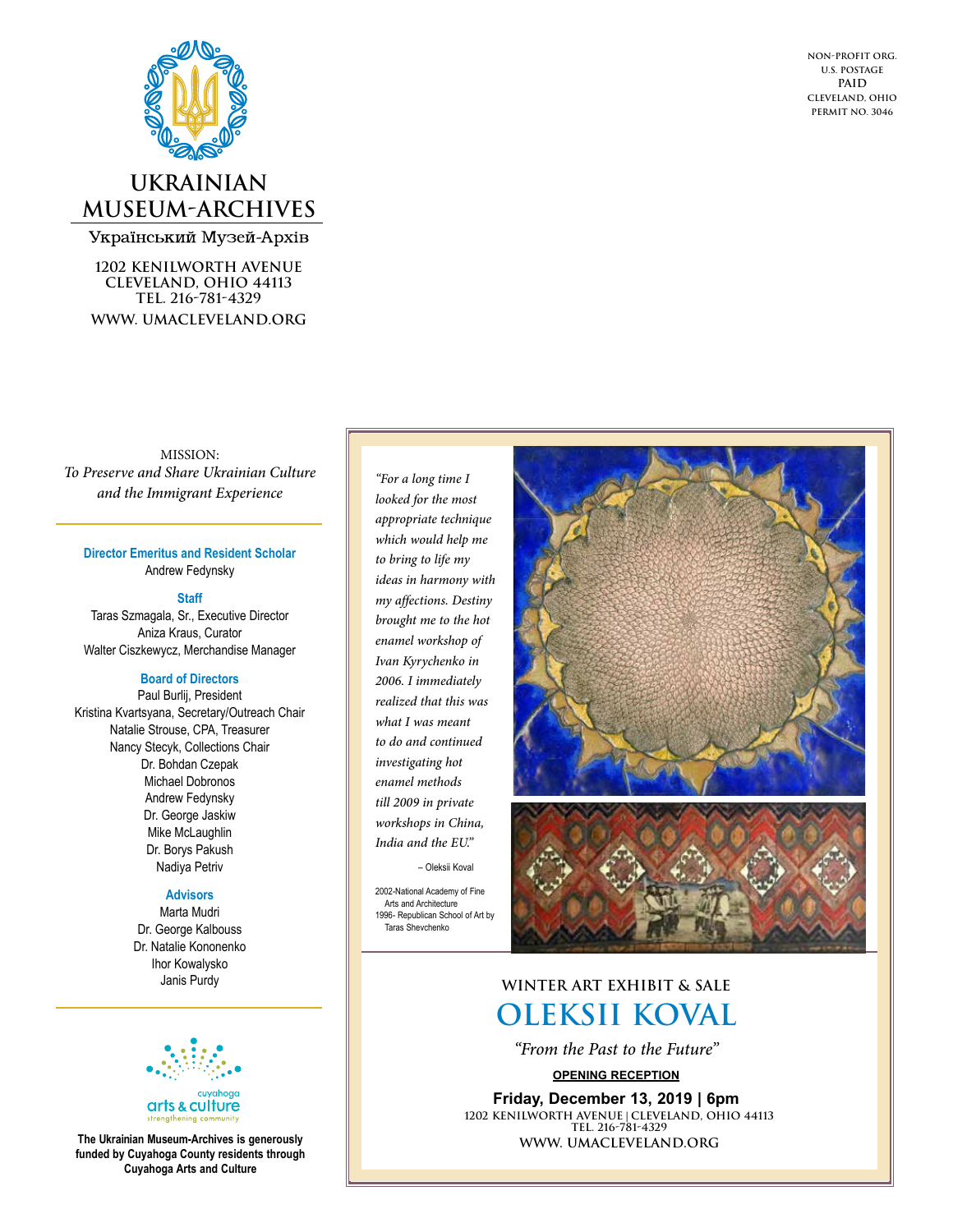# UKRAINIAN MUSEUM-ARCHIVES

Український Музей-Архів

1202 KENILWORTH AVENUE
CLEVELAND, OHIO 44113
TEL. 216-781-4329

WWW. UMACLEVELAND.ORG

NON-PROFIT ORG.
U.S. POSTAGE
PAID
CLEVELAND, OHIO
PERMIT NO. 3046

MISSION:
*To Preserve and Share Ukrainian Culture and the Immigrant Experience*

**Director Emeritus and Resident Scholar**
Andrew Fedynsky

**Staff**
Taras Szmagala, Sr., Executive Director
Aniza Kraus, Curator
Walter Ciszkewycz, Merchandise Manager

**Board of Directors**
Paul Burlij, President
Kristina Kvartsyana, Secretary/Outreach Chair
Natalie Strouse, CPA, Treasurer
Nancy Stecyk, Collections Chair
Dr. Bohdan Czepak
Michael Dobronos
Andrew Fedynsky
Dr. George Jaskiw
Mike McLaughlin
Dr. Borys Pakush
Nadiya Petriv

**Advisors**
Marta Mudri
Dr. George Kalbouss
Dr. Natalie Kononenko
Ihor Kowalysko
Janis Purdy

cuyahoga arts & culture
strengthening community

**The Ukrainian Museum-Archives is generously funded by Cuyahoga County residents through Cuyahoga Arts and Culture**

*"For a long time I looked for the most appropriate technique which would help me to bring to life my ideas in harmony with my affections. Destiny brought me to the hot enamel workshop of Ivan Kyrychenko in 2006. I immediately realized that this was what I was meant to do and continued investigating hot enamel methods till 2009 in private workshops in China, India and the EU."*

– Oleksii Koval

2002-National Academy of Fine Arts and Architecture
1996- Republican School of Art by Taras Shevchenko

WINTER ART EXHIBIT & SALE

## OLEKSII KOVAL

*"From the Past to the Future"*

**OPENING RECEPTION**

**Friday, December 13, 2019 | 6pm**

1202 KENILWORTH AVENUE | CLEVELAND, OHIO 44113
TEL. 216-781-4329
WWW. UMACLEVELAND.ORG